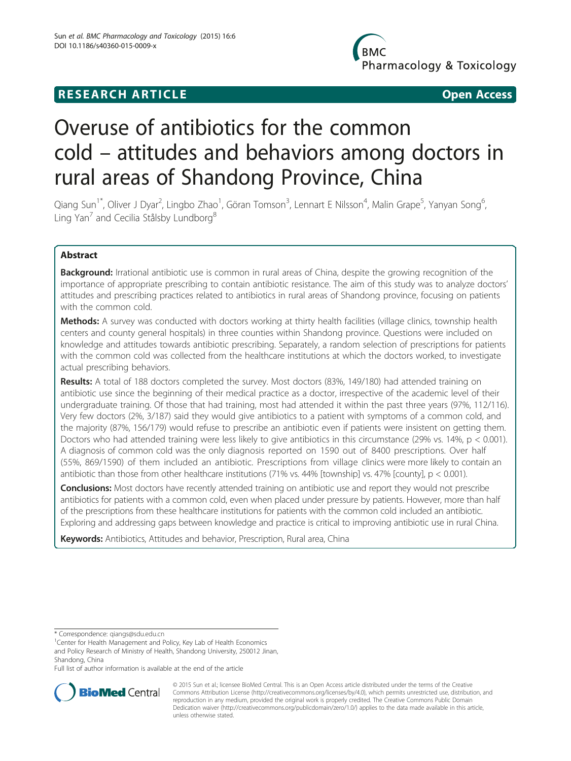**RESEARCH ARTICLE** **Open Access**

# Overuse of antibiotics for the common cold – attitudes and behaviors among doctors in rural areas of Shandong Province, China

Qiang Sun[1*], Oliver J Dyar[2], Lingbo Zhao[1], Göran Tomson[3], Lennart E Nilsson[4], Malin Grape[5], Yanyan Song[6], Ling Yan[7] and Cecilia Stålsby Lundborg[8]

## Abstract

**Background:** Irrational antibiotic use is common in rural areas of China, despite the growing recognition of the importance of appropriate prescribing to contain antibiotic resistance. The aim of this study was to analyze doctors' attitudes and prescribing practices related to antibiotics in rural areas of Shandong province, focusing on patients with the common cold.

**Methods:** A survey was conducted with doctors working at thirty health facilities (village clinics, township health centers and county general hospitals) in three counties within Shandong province. Questions were included on knowledge and attitudes towards antibiotic prescribing. Separately, a random selection of prescriptions for patients with the common cold was collected from the healthcare institutions at which the doctors worked, to investigate actual prescribing behaviors.

**Results:** A total of 188 doctors completed the survey. Most doctors (83%, 149/180) had attended training on antibiotic use since the beginning of their medical practice as a doctor, irrespective of the academic level of their undergraduate training. Of those that had training, most had attended it within the past three years (97%, 112/116). Very few doctors (2%, 3/187) said they would give antibiotics to a patient with symptoms of a common cold, and the majority (87%, 156/179) would refuse to prescribe an antibiotic even if patients were insistent on getting them. Doctors who had attended training were less likely to give antibiotics in this circumstance (29% vs. 14%, $p < 0.001$). A diagnosis of common cold was the only diagnosis reported on 1590 out of 8400 prescriptions. Over half (55%, 869/1590) of them included an antibiotic. Prescriptions from village clinics were more likely to contain an antibiotic than those from other healthcare institutions (71% vs. 44% [township] vs. 47% [county], $p < 0.001$).

**Conclusions:** Most doctors have recently attended training on antibiotic use and report they would not prescribe antibiotics for patients with a common cold, even when placed under pressure by patients. However, more than half of the prescriptions from these healthcare institutions for patients with the common cold included an antibiotic. Exploring and addressing gaps between knowledge and practice is critical to improving antibiotic use in rural China.

**Keywords:** Antibiotics, Attitudes and behavior, Prescription, Rural area, China

---

* Correspondence: qiangs@sdu.edu.cn
[1]Center for Health Management and Policy, Key Lab of Health Economics and Policy Research of Ministry of Health, Shandong University, 250012 Jinan, Shandong, China

Full list of author information is available at the end of the article

© 2015 Sun et al.; licensee BioMed Central. This is an Open Access article distributed under the terms of the Creative Commons Attribution License (http://creativecommons.org/licenses/by/4.0), which permits unrestricted use, distribution, and reproduction in any medium, provided the original work is properly credited. The Creative Commons Public Domain Dedication waiver (http://creativecommons.org/publicdomain/zero/1.0/) applies to the data made available in this article, unless otherwise stated.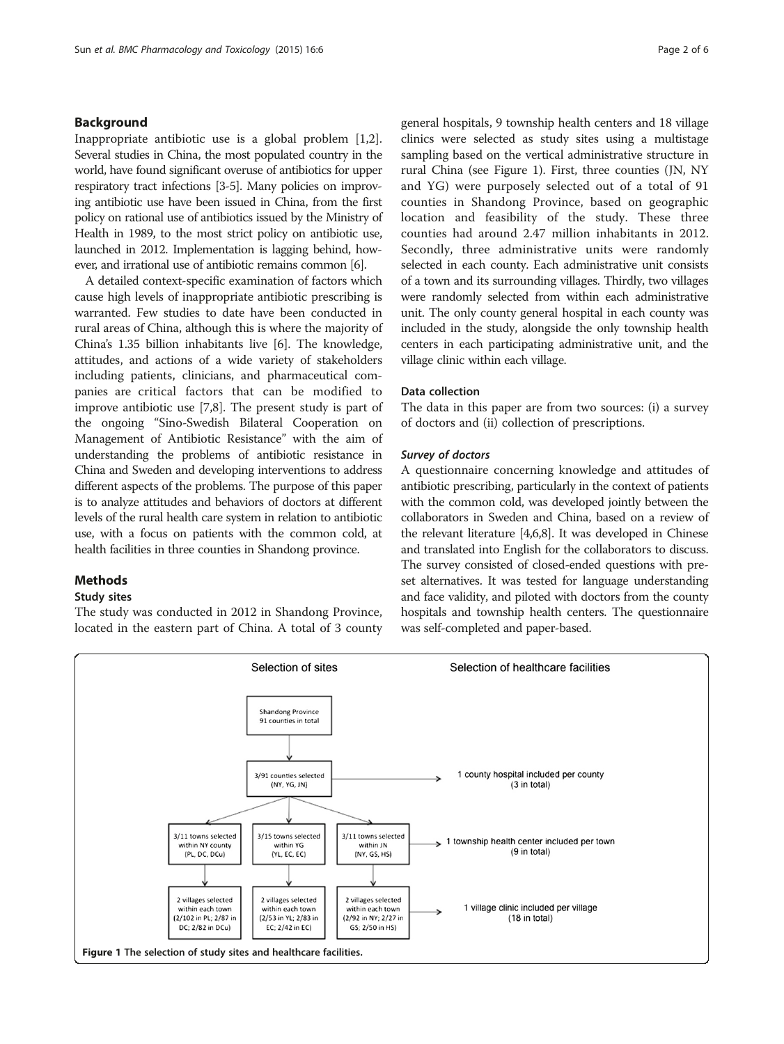## Background

Inappropriate antibiotic use is a global problem [1,2]. Several studies in China, the most populated country in the world, have found significant overuse of antibiotics for upper respiratory tract infections [3-5]. Many policies on improving antibiotic use have been issued in China, from the first policy on rational use of antibiotics issued by the Ministry of Health in 1989, to the most strict policy on antibiotic use, launched in 2012. Implementation is lagging behind, however, and irrational use of antibiotic remains common [6].

A detailed context-specific examination of factors which cause high levels of inappropriate antibiotic prescribing is warranted. Few studies to date have been conducted in rural areas of China, although this is where the majority of China's 1.35 billion inhabitants live [6]. The knowledge, attitudes, and actions of a wide variety of stakeholders including patients, clinicians, and pharmaceutical companies are critical factors that can be modified to improve antibiotic use [7,8]. The present study is part of the ongoing "Sino-Swedish Bilateral Cooperation on Management of Antibiotic Resistance" with the aim of understanding the problems of antibiotic resistance in China and Sweden and developing interventions to address different aspects of the problems. The purpose of this paper is to analyze attitudes and behaviors of doctors at different levels of the rural health care system in relation to antibiotic use, with a focus on patients with the common cold, at health facilities in three counties in Shandong province.

## Methods

### Study sites

The study was conducted in 2012 in Shandong Province, located in the eastern part of China. A total of 3 county general hospitals, 9 township health centers and 18 village clinics were selected as study sites using a multistage sampling based on the vertical administrative structure in rural China (see Figure 1). First, three counties (JN, NY and YG) were purposely selected out of a total of 91 counties in Shandong Province, based on geographic location and feasibility of the study. These three counties had around 2.47 million inhabitants in 2012. Secondly, three administrative units were randomly selected in each county. Each administrative unit consists of a town and its surrounding villages. Thirdly, two villages were randomly selected from within each administrative unit. The only county general hospital in each county was included in the study, alongside the only township health centers in each participating administrative unit, and the village clinic within each village.

### Data collection

The data in this paper are from two sources: (i) a survey of doctors and (ii) collection of prescriptions.

#### *Survey of doctors*

A questionnaire concerning knowledge and attitudes of antibiotic prescribing, particularly in the context of patients with the common cold, was developed jointly between the collaborators in Sweden and China, based on a review of the relevant literature [4,6,8]. It was developed in Chinese and translated into English for the collaborators to discuss. The survey consisted of closed-ended questions with preset alternatives. It was tested for language understanding and face validity, and piloted with doctors from the county hospitals and township health centers. The questionnaire was self-completed and paper-based.

**Figure 1 The selection of study sites and healthcare facilities.**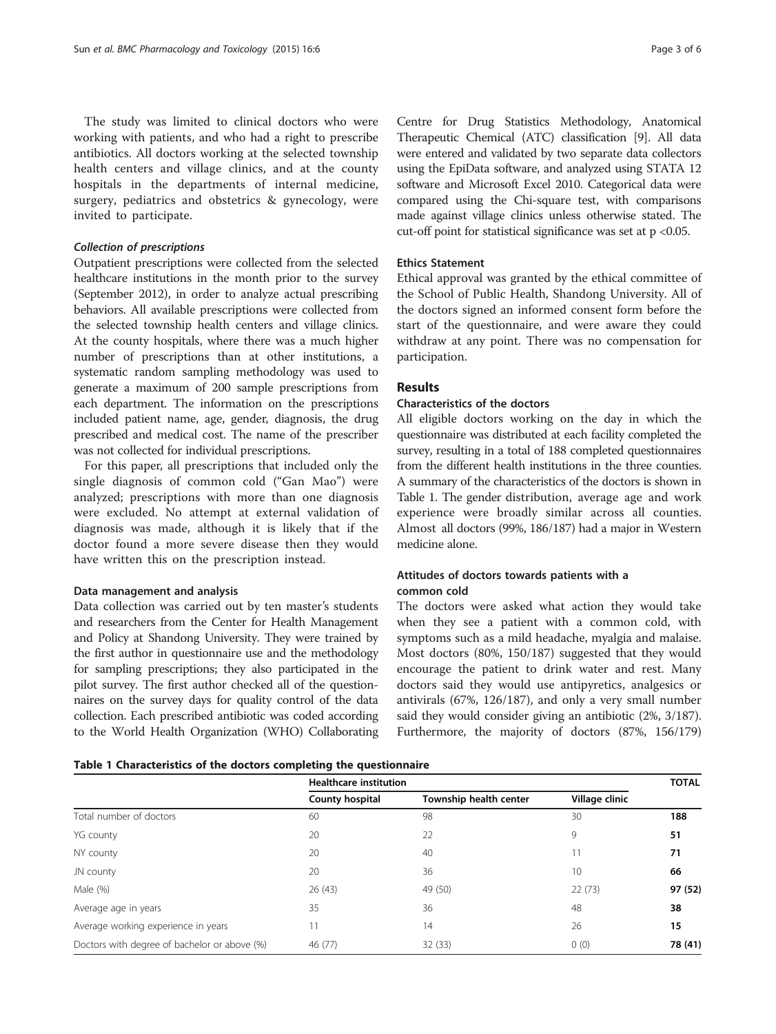The study was limited to clinical doctors who were working with patients, and who had a right to prescribe antibiotics. All doctors working at the selected township health centers and village clinics, and at the county hospitals in the departments of internal medicine, surgery, pediatrics and obstetrics & gynecology, were invited to participate.

#### *Collection of prescriptions*

Outpatient prescriptions were collected from the selected healthcare institutions in the month prior to the survey (September 2012), in order to analyze actual prescribing behaviors. All available prescriptions were collected from the selected township health centers and village clinics. At the county hospitals, where there was a much higher number of prescriptions than at other institutions, a systematic random sampling methodology was used to generate a maximum of 200 sample prescriptions from each department. The information on the prescriptions included patient name, age, gender, diagnosis, the drug prescribed and medical cost. The name of the prescriber was not collected for individual prescriptions.

For this paper, all prescriptions that included only the single diagnosis of common cold ("Gan Mao") were analyzed; prescriptions with more than one diagnosis were excluded. No attempt at external validation of diagnosis was made, although it is likely that if the doctor found a more severe disease then they would have written this on the prescription instead.

### Data management and analysis

Data collection was carried out by ten master's students and researchers from the Center for Health Management and Policy at Shandong University. They were trained by the first author in questionnaire use and the methodology for sampling prescriptions; they also participated in the pilot survey. The first author checked all of the questionnaires on the survey days for quality control of the data collection. Each prescribed antibiotic was coded according to the World Health Organization (WHO) Collaborating Centre for Drug Statistics Methodology, Anatomical Therapeutic Chemical (ATC) classification [9]. All data were entered and validated by two separate data collectors using the EpiData software, and analyzed using STATA 12 software and Microsoft Excel 2010. Categorical data were compared using the Chi-square test, with comparisons made against village clinics unless otherwise stated. The cut-off point for statistical significance was set at $p < 0.05$.

### Ethics Statement

Ethical approval was granted by the ethical committee of the School of Public Health, Shandong University. All of the doctors signed an informed consent form before the start of the questionnaire, and were aware they could withdraw at any point. There was no compensation for participation.

## Results

### Characteristics of the doctors

All eligible doctors working on the day in which the questionnaire was distributed at each facility completed the survey, resulting in a total of 188 completed questionnaires from the different health institutions in the three counties. A summary of the characteristics of the doctors is shown in Table 1. The gender distribution, average age and work experience were broadly similar across all counties. Almost all doctors (99%, 186/187) had a major in Western medicine alone.

### Attitudes of doctors towards patients with a common cold

The doctors were asked what action they would take when they see a patient with a common cold, with symptoms such as a mild headache, myalgia and malaise. Most doctors (80%, 150/187) suggested that they would encourage the patient to drink water and rest. Many doctors said they would use antipyretics, analgesics or antivirals (67%, 126/187), and only a very small number said they would consider giving an antibiotic (2%, 3/187). Furthermore, the majority of doctors (87%, 156/179)

**Table 1 Characteristics of the doctors completing the questionnaire**

| | Healthcare institution | | | TOTAL |
|---|---|---|---|---|
| | County hospital | Township health center | Village clinic | |
| Total number of doctors | 60 | 98 | 30 | **188** |
| YG county | 20 | 22 | 9 | **51** |
| NY county | 20 | 40 | 11 | **71** |
| JN county | 20 | 36 | 10 | **66** |
| Male (%) | 26 (43) | 49 (50) | 22 (73) | **97 (52)** |
| Average age in years | 35 | 36 | 48 | **38** |
| Average working experience in years | 11 | 14 | 26 | **15** |
| Doctors with degree of bachelor or above (%) | 46 (77) | 32 (33) | 0 (0) | **78 (41)** |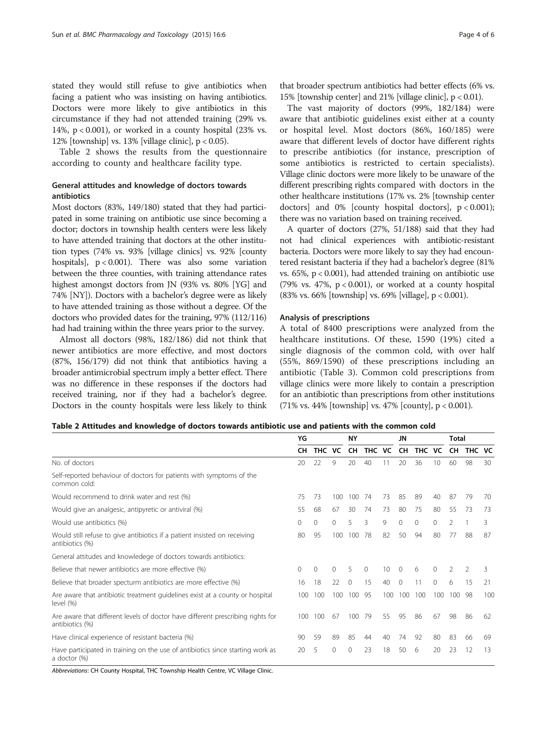stated they would still refuse to give antibiotics when facing a patient who was insisting on having antibiotics. Doctors were more likely to give antibiotics in this circumstance if they had not attended training (29% vs. 14%, $p < 0.001$), or worked in a county hospital (23% vs. 12% [township] vs. 13% [village clinic], $p < 0.05$).

Table 2 shows the results from the questionnaire according to county and healthcare facility type.

### General attitudes and knowledge of doctors towards antibiotics

Most doctors (83%, 149/180) stated that they had participated in some training on antibiotic use since becoming a doctor; doctors in township health centers were less likely to have attended training that doctors at the other institution types (74% vs. 93% [village clinics] vs. 92% [county hospitals], $p < 0.001$). There was also some variation between the three counties, with training attendance rates highest amongst doctors from JN (93% vs. 80% [YG] and 74% [NY]). Doctors with a bachelor's degree were as likely to have attended training as those without a degree. Of the doctors who provided dates for the training, 97% (112/116) had had training within the three years prior to the survey.

Almost all doctors (98%, 182/186) did not think that newer antibiotics are more effective, and most doctors (87%, 156/179) did not think that antibiotics having a broader antimicrobial spectrum imply a better effect. There was no difference in these responses if the doctors had received training, nor if they had a bachelor's degree. Doctors in the county hospitals were less likely to think that broader spectrum antibiotics had better effects (6% vs. 15% [township center] and 21% [village clinic], $p < 0.01$).

The vast majority of doctors (99%, 182/184) were aware that antibiotic guidelines exist either at a county or hospital level. Most doctors (86%, 160/185) were aware that different levels of doctor have different rights to prescribe antibiotics (for instance, prescription of some antibiotics is restricted to certain specialists). Village clinic doctors were more likely to be unaware of the different prescribing rights compared with doctors in the other healthcare institutions (17% vs. 2% [township center doctors] and 0% [county hospital doctors], $p < 0.001$); there was no variation based on training received.

A quarter of doctors (27%, 51/188) said that they had not had clinical experiences with antibiotic-resistant bacteria. Doctors were more likely to say they had encountered resistant bacteria if they had a bachelor's degree (81% vs. 65%, $p < 0.001$), had attended training on antibiotic use (79% vs. 47%, $p < 0.001$), or worked at a county hospital (83% vs. 66% [township] vs. 69% [village], $p < 0.001$).

### Analysis of prescriptions

A total of 8400 prescriptions were analyzed from the healthcare institutions. Of these, 1590 (19%) cited a single diagnosis of the common cold, with over half (55%, 869/1590) of these prescriptions including an antibiotic (Table 3). Common cold prescriptions from village clinics were more likely to contain a prescription for an antibiotic than prescriptions from other institutions (71% vs. 44% [township] vs. 47% [county], $p < 0.001$).

**Table 2 Attitudes and knowledge of doctors towards antibiotic use and patients with the common cold**

| | YG | | | NY | | | JN | | | Total | | |
|---|---|---|---|---|---|---|---|---|---|---|---|---|
| | CH | THC | VC | CH | THC | VC | CH | THC | VC | CH | THC | VC |
| No. of doctors | 20 | 22 | 9 | 20 | 40 | 11 | 20 | 36 | 10 | 60 | 98 | 30 |
| Self-reported behaviour of doctors for patients with symptoms of the common cold: | | | | | | | | | | | | |
| Would recommend to drink water and rest (%) | 75 | 73 | 100 | 100 | 74 | 73 | 85 | 89 | 40 | 87 | 79 | 70 |
| Would give an analgesic, antipyretic or antiviral (%) | 55 | 68 | 67 | 30 | 74 | 73 | 80 | 75 | 80 | 55 | 73 | 73 |
| Would use antibiotics (%) | 0 | 0 | 0 | 5 | 3 | 9 | 0 | 0 | 0 | 2 | 1 | 3 |
| Would still refuse to give antibiotics if a patient insisted on receiving antibiotics (%) | 80 | 95 | 100 | 100 | 78 | 82 | 50 | 94 | 80 | 77 | 88 | 87 |
| General attitudes and knowledege of doctors towards antibiotics: | | | | | | | | | | | | |
| Believe that newer antibiotics are more effective (%) | 0 | 0 | 0 | 5 | 0 | 10 | 0 | 6 | 0 | 2 | 2 | 3 |
| Believe that broader specturm antibiotics are more effective (%) | 16 | 18 | 22 | 0 | 15 | 40 | 0 | 11 | 0 | 6 | 15 | 21 |
| Are aware that antibiotic treatment guidelines exist at a county or hospital level (%) | 100 | 100 | 100 | 100 | 95 | 100 | 100 | 100 | 100 | 100 | 98 | 100 |
| Are aware that different levels of doctor have different prescribing rights for antibiotics (%) | 100 | 100 | 67 | 100 | 79 | 55 | 95 | 86 | 67 | 98 | 86 | 62 |
| Have clinical experience of resistant bacteria (%) | 90 | 59 | 89 | 85 | 44 | 40 | 74 | 92 | 80 | 83 | 66 | 69 |
| Have participated in training on the use of antibiotics since starting work as a doctor (%) | 20 | 5 | 0 | 0 | 23 | 18 | 50 | 6 | 20 | 23 | 12 | 13 |

*Abbreviations*: CH County Hospital, THC Township Health Centre, VC Village Clinic.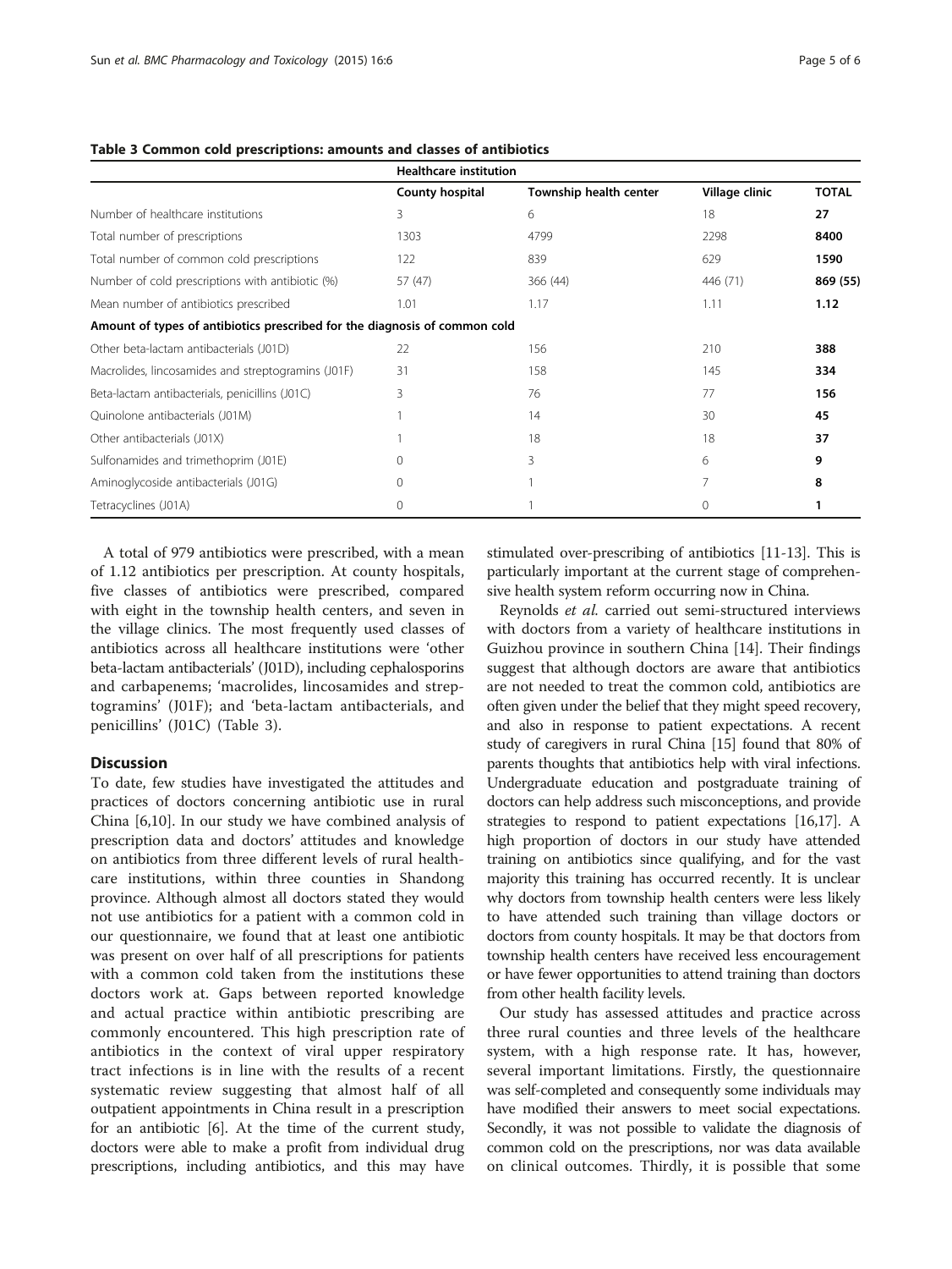**Table 3 Common cold prescriptions: amounts and classes of antibiotics**

| | Healthcare institution | | | |
|---|---|---|---|---|
| | County hospital | Township health center | Village clinic | **TOTAL** |
| Number of healthcare institutions | 3 | 6 | 18 | **27** |
| Total number of prescriptions | 1303 | 4799 | 2298 | **8400** |
| Total number of common cold prescriptions | 122 | 839 | 629 | **1590** |
| Number of cold prescriptions with antibiotic (%) | 57 (47) | 366 (44) | 446 (71) | **869 (55)** |
| Mean number of antibiotics prescribed | 1.01 | 1.17 | 1.11 | **1.12** |
| **Amount of types of antibiotics prescribed for the diagnosis of common cold** | | | | |
| Other beta-lactam antibacterials (J01D) | 22 | 156 | 210 | **388** |
| Macrolides, lincosamides and streptogramins (J01F) | 31 | 158 | 145 | **334** |
| Beta-lactam antibacterials, penicillins (J01C) | 3 | 76 | 77 | **156** |
| Quinolone antibacterials (J01M) | 1 | 14 | 30 | **45** |
| Other antibacterials (J01X) | 1 | 18 | 18 | **37** |
| Sulfonamides and trimethoprim (J01E) | 0 | 3 | 6 | **9** |
| Aminoglycoside antibacterials (J01G) | 0 | 1 | 7 | **8** |
| Tetracyclines (J01A) | 0 | 1 | 0 | **1** |

A total of 979 antibiotics were prescribed, with a mean of 1.12 antibiotics per prescription. At county hospitals, five classes of antibiotics were prescribed, compared with eight in the township health centers, and seven in the village clinics. The most frequently used classes of antibiotics across all healthcare institutions were 'other beta-lactam antibacterials' (J01D), including cephalosporins and carbapenems; 'macrolides, lincosamides and streptogramins' (J01F); and 'beta-lactam antibacterials, and penicillins' (J01C) (Table 3).

## Discussion

To date, few studies have investigated the attitudes and practices of doctors concerning antibiotic use in rural China [6,10]. In our study we have combined analysis of prescription data and doctors' attitudes and knowledge on antibiotics from three different levels of rural healthcare institutions, within three counties in Shandong province. Although almost all doctors stated they would not use antibiotics for a patient with a common cold in our questionnaire, we found that at least one antibiotic was present on over half of all prescriptions for patients with a common cold taken from the institutions these doctors work at. Gaps between reported knowledge and actual practice within antibiotic prescribing are commonly encountered. This high prescription rate of antibiotics in the context of viral upper respiratory tract infections is in line with the results of a recent systematic review suggesting that almost half of all outpatient appointments in China result in a prescription for an antibiotic [6]. At the time of the current study, doctors were able to make a profit from individual drug prescriptions, including antibiotics, and this may have stimulated over-prescribing of antibiotics [11-13]. This is particularly important at the current stage of comprehensive health system reform occurring now in China.

Reynolds *et al.* carried out semi-structured interviews with doctors from a variety of healthcare institutions in Guizhou province in southern China [14]. Their findings suggest that although doctors are aware that antibiotics are not needed to treat the common cold, antibiotics are often given under the belief that they might speed recovery, and also in response to patient expectations. A recent study of caregivers in rural China [15] found that 80% of parents thoughts that antibiotics help with viral infections. Undergraduate education and postgraduate training of doctors can help address such misconceptions, and provide strategies to respond to patient expectations [16,17]. A high proportion of doctors in our study have attended training on antibiotics since qualifying, and for the vast majority this training has occurred recently. It is unclear why doctors from township health centers were less likely to have attended such training than village doctors or doctors from county hospitals. It may be that doctors from township health centers have received less encouragement or have fewer opportunities to attend training than doctors from other health facility levels.

Our study has assessed attitudes and practice across three rural counties and three levels of the healthcare system, with a high response rate. It has, however, several important limitations. Firstly, the questionnaire was self-completed and consequently some individuals may have modified their answers to meet social expectations. Secondly, it was not possible to validate the diagnosis of common cold on the prescriptions, nor was data available on clinical outcomes. Thirdly, it is possible that some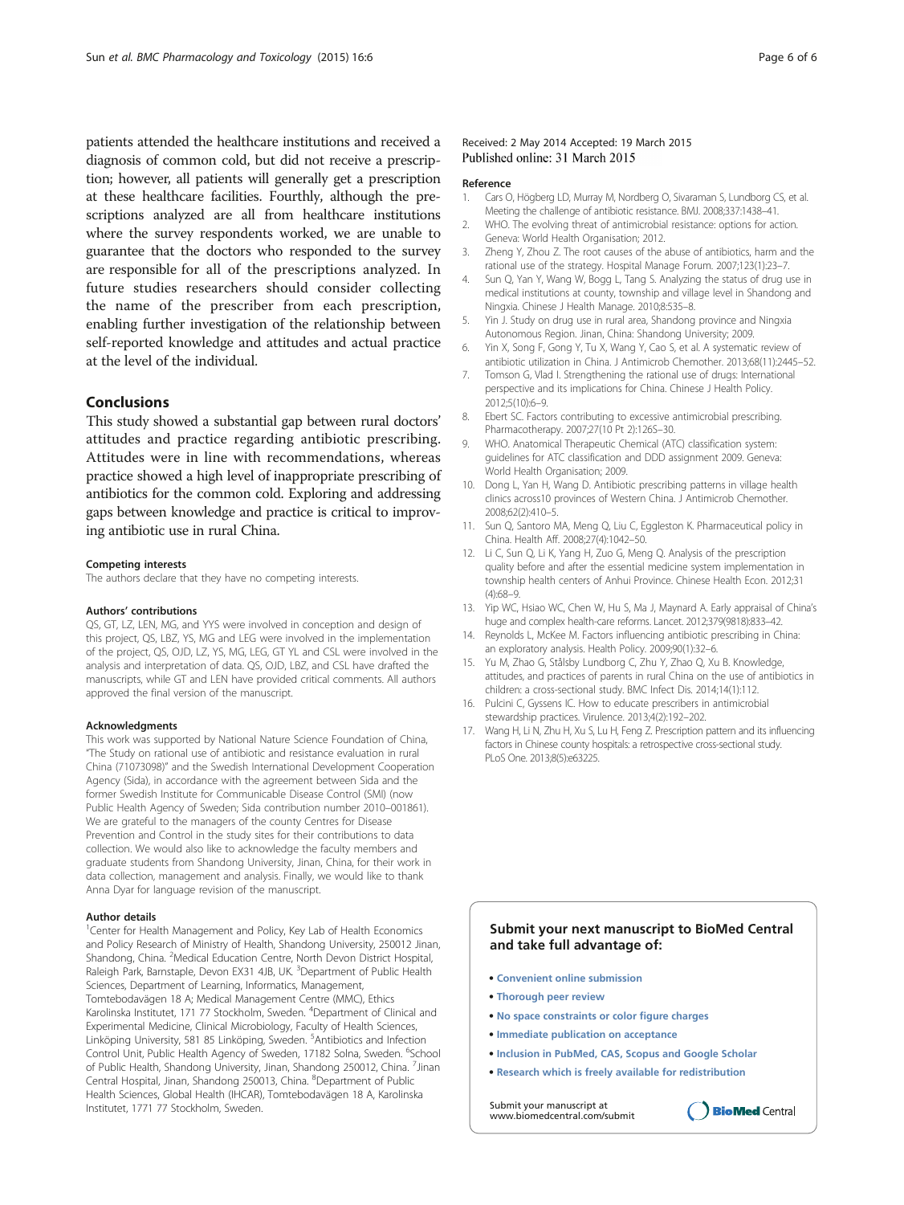patients attended the healthcare institutions and received a diagnosis of common cold, but did not receive a prescription; however, all patients will generally get a prescription at these healthcare facilities. Fourthly, although the prescriptions analyzed are all from healthcare institutions where the survey respondents worked, we are unable to guarantee that the doctors who responded to the survey are responsible for all of the prescriptions analyzed. In future studies researchers should consider collecting the name of the prescriber from each prescription, enabling further investigation of the relationship between self-reported knowledge and attitudes and actual practice at the level of the individual.

## Conclusions

This study showed a substantial gap between rural doctors' attitudes and practice regarding antibiotic prescribing. Attitudes were in line with recommendations, whereas practice showed a high level of inappropriate prescribing of antibiotics for the common cold. Exploring and addressing gaps between knowledge and practice is critical to improving antibiotic use in rural China.

#### Competing interests

The authors declare that they have no competing interests.

#### Authors' contributions

QS, GT, LZ, LEN, MG, and YYS were involved in conception and design of this project, QS, LBZ, YS, MG and LEG were involved in the implementation of the project, QS, OJD, LZ, YS, MG, LEG, GT YL and CSL were involved in the analysis and interpretation of data. QS, OJD, LBZ, and CSL have drafted the manuscripts, while GT and LEN have provided critical comments. All authors approved the final version of the manuscript.

#### Acknowledgments

This work was supported by National Nature Science Foundation of China, "The Study on rational use of antibiotic and resistance evaluation in rural China (71073098)" and the Swedish International Development Cooperation Agency (Sida), in accordance with the agreement between Sida and the former Swedish Institute for Communicable Disease Control (SMI) (now Public Health Agency of Sweden; Sida contribution number 2010–001861). We are grateful to the managers of the county Centres for Disease Prevention and Control in the study sites for their contributions to data collection. We would also like to acknowledge the faculty members and graduate students from Shandong University, Jinan, China, for their work in data collection, management and analysis. Finally, we would like to thank Anna Dyar for language revision of the manuscript.

#### Author details

[1]Center for Health Management and Policy, Key Lab of Health Economics and Policy Research of Ministry of Health, Shandong University, 250012 Jinan, Shandong, China. [2]Medical Education Centre, North Devon District Hospital, Raleigh Park, Barnstaple, Devon EX31 4JB, UK. [3]Department of Public Health Sciences, Department of Learning, Informatics, Management, Tomtebodavägen 18 A; Medical Management Centre (MMC), Ethics Karolinska Institutet, 171 77 Stockholm, Sweden. [4]Department of Clinical and Experimental Medicine, Clinical Microbiology, Faculty of Health Sciences, Linköping University, 581 85 Linköping, Sweden. [5]Antibiotics and Infection Control Unit, Public Health Agency of Sweden, 17182 Solna, Sweden. [6]School of Public Health, Shandong University, Jinan, Shandong 250012, China. [7]Jinan Central Hospital, Jinan, Shandong 250013, China. [8]Department of Public Health Sciences, Global Health (IHCAR), Tomtebodavägen 18 A, Karolinska Institutet, 1771 77 Stockholm, Sweden.

Received: 2 May 2014 Accepted: 19 March 2015
Published online: 31 March 2015

#### Reference

1. Cars O, Högberg LD, Murray M, Nordberg O, Sivaraman S, Lundborg CS, et al. Meeting the challenge of antibiotic resistance. BMJ. 2008;337:1438–41.
2. WHO. The evolving threat of antimicrobial resistance: options for action. Geneva: World Health Organisation; 2012.
3. Zheng Y, Zhou Z. The root causes of the abuse of antibiotics, harm and the rational use of the strategy. Hospital Manage Forum. 2007;123(1):23–7.
4. Sun Q, Yan Y, Wang W, Bogg L, Tang S. Analyzing the status of drug use in medical institutions at county, township and village level in Shandong and Ningxia. Chinese J Health Manage. 2010;8:535–8.
5. Yin J. Study on drug use in rural area, Shandong province and Ningxia Autonomous Region. Jinan, China: Shandong University; 2009.
6. Yin X, Song F, Gong Y, Tu X, Wang Y, Cao S, et al. A systematic review of antibiotic utilization in China. J Antimicrob Chemother. 2013;68(11):2445–52.
7. Tomson G, Vlad I. Strengthening the rational use of drugs: International perspective and its implications for China. Chinese J Health Policy. 2012;5(10):6–9.
8. Ebert SC. Factors contributing to excessive antimicrobial prescribing. Pharmacotherapy. 2007;27(10 Pt 2):126S–30.
9. WHO. Anatomical Therapeutic Chemical (ATC) classification system: guidelines for ATC classification and DDD assignment 2009. Geneva: World Health Organisation; 2009.
10. Dong L, Yan H, Wang D. Antibiotic prescribing patterns in village health clinics across10 provinces of Western China. J Antimicrob Chemother. 2008;62(2):410–5.
11. Sun Q, Santoro MA, Meng Q, Liu C, Eggleston K. Pharmaceutical policy in China. Health Aff. 2008;27(4):1042–50.
12. Li C, Sun Q, Li K, Yang H, Zuo G, Meng Q. Analysis of the prescription quality before and after the essential medicine system implementation in township health centers of Anhui Province. Chinese Health Econ. 2012;31 (4):68–9.
13. Yip WC, Hsiao WC, Chen W, Hu S, Ma J, Maynard A. Early appraisal of China's huge and complex health-care reforms. Lancet. 2012;379(9818):833–42.
14. Reynolds L, McKee M. Factors influencing antibiotic prescribing in China: an exploratory analysis. Health Policy. 2009;90(1):32–6.
15. Yu M, Zhao G, Stålsby Lundborg C, Zhu Y, Zhao Q, Xu B. Knowledge, attitudes, and practices of parents in rural China on the use of antibiotics in children: a cross-sectional study. BMC Infect Dis. 2014;14(1):112.
16. Pulcini C, Gyssens IC. How to educate prescribers in antimicrobial stewardship practices. Virulence. 2013;4(2):192–202.
17. Wang H, Li N, Zhu H, Xu S, Lu H, Feng Z. Prescription pattern and its influencing factors in Chinese county hospitals: a retrospective cross-sectional study. PLoS One. 2013;8(5):e63225.

**Submit your next manuscript to BioMed Central and take full advantage of:**

- Convenient online submission
- Thorough peer review
- No space constraints or color figure charges
- Immediate publication on acceptance
- Inclusion in PubMed, CAS, Scopus and Google Scholar
- Research which is freely available for redistribution

Submit your manuscript at www.biomedcentral.com/submit

BioMed Central